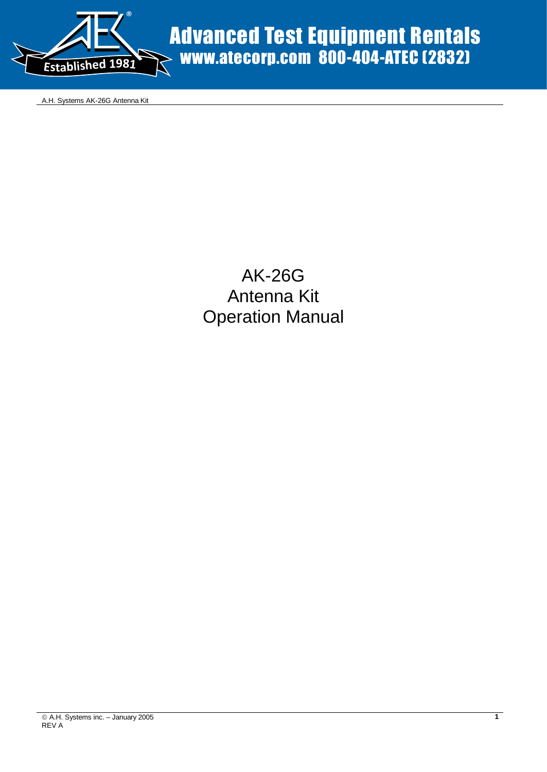# AK-26G
# Antenna Kit
# Operation Manual

© A.H. Systems inc. – January 2005
REV A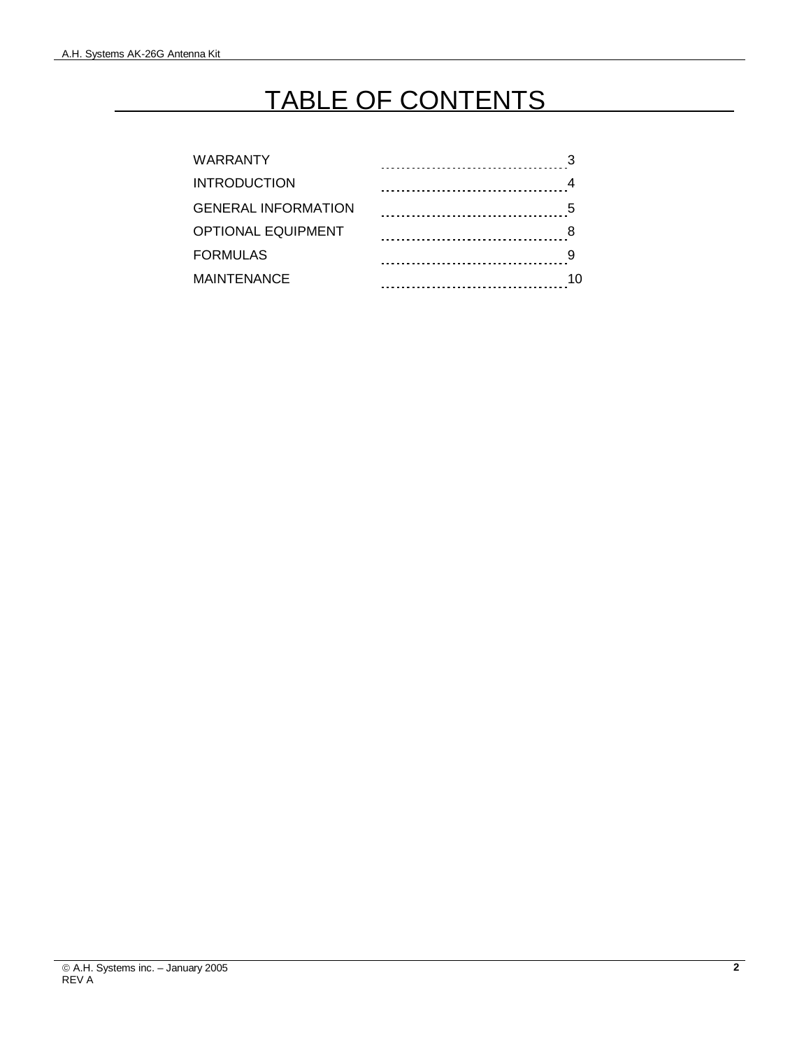# TABLE OF CONTENTS

| | |
|---|---|
| WARRANTY | 3 |
| INTRODUCTION | 4 |
| GENERAL INFORMATION | 5 |
| OPTIONAL EQUIPMENT | 8 |
| FORMULAS | 9 |
| MAINTENANCE | 10 |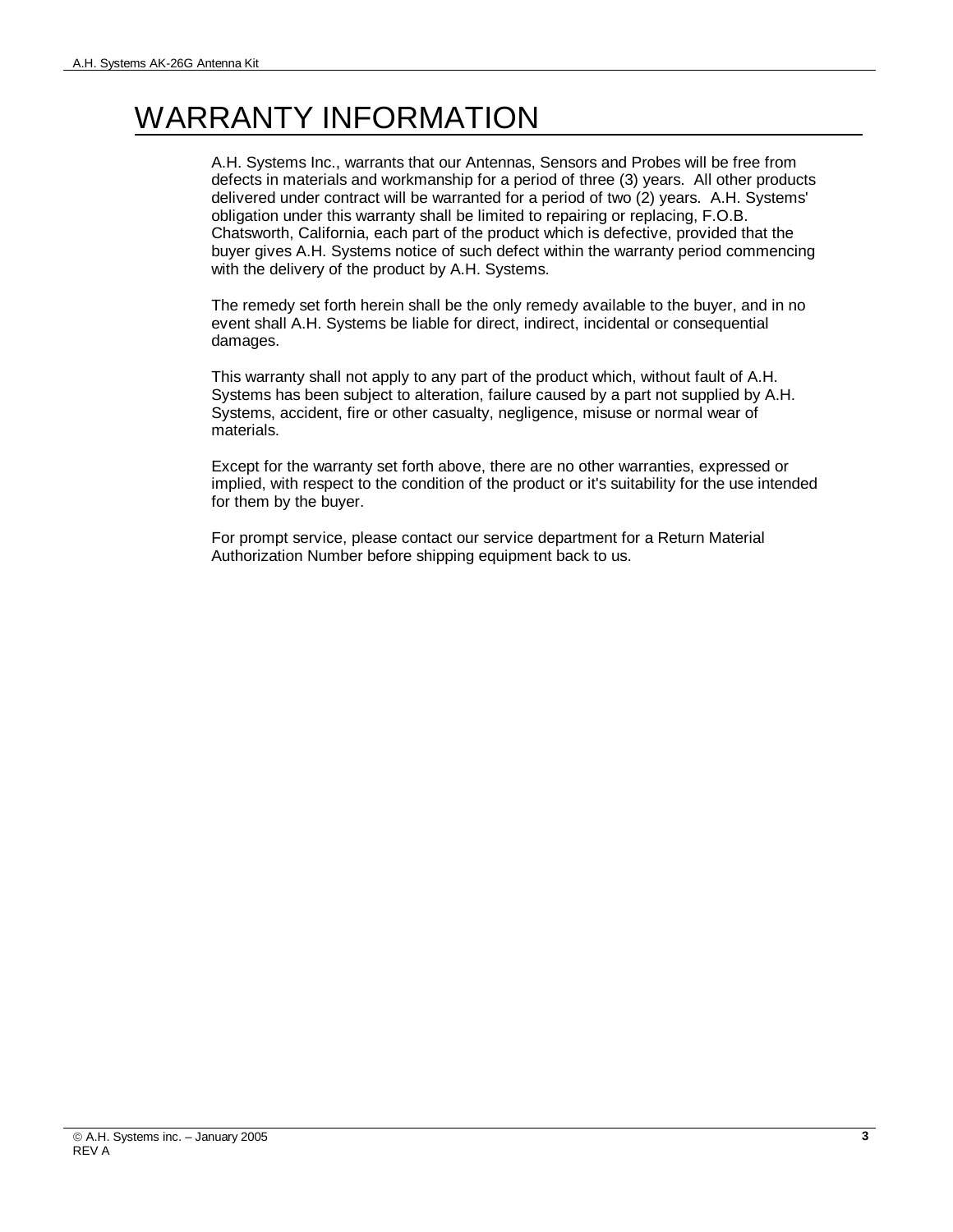# WARRANTY INFORMATION

A.H. Systems Inc., warrants that our Antennas, Sensors and Probes will be free from defects in materials and workmanship for a period of three (3) years. All other products delivered under contract will be warranted for a period of two (2) years. A.H. Systems' obligation under this warranty shall be limited to repairing or replacing, F.O.B. Chatsworth, California, each part of the product which is defective, provided that the buyer gives A.H. Systems notice of such defect within the warranty period commencing with the delivery of the product by A.H. Systems.

The remedy set forth herein shall be the only remedy available to the buyer, and in no event shall A.H. Systems be liable for direct, indirect, incidental or consequential damages.

This warranty shall not apply to any part of the product which, without fault of A.H. Systems has been subject to alteration, failure caused by a part not supplied by A.H. Systems, accident, fire or other casualty, negligence, misuse or normal wear of materials.

Except for the warranty set forth above, there are no other warranties, expressed or implied, with respect to the condition of the product or it's suitability for the use intended for them by the buyer.

For prompt service, please contact our service department for a Return Material Authorization Number before shipping equipment back to us.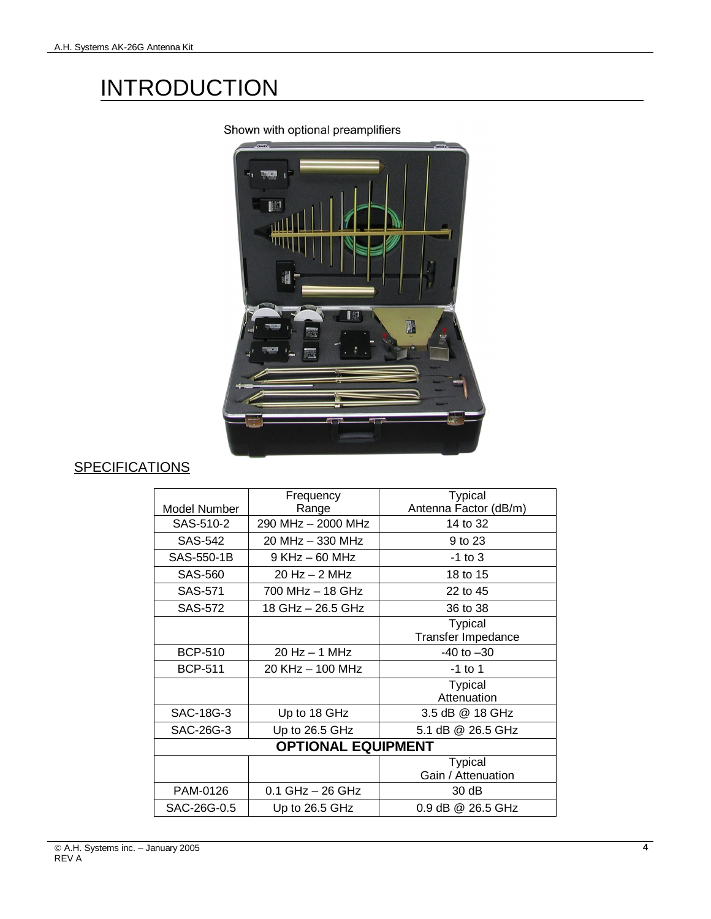# INTRODUCTION

Shown with optional preamplifiers

## SPECIFICATIONS

| Model Number | Frequency Range | Typical Antenna Factor (dB/m) |
|---|---|---|
| SAS-510-2 | 290 MHz – 2000 MHz | 14 to 32 |
| SAS-542 | 20 MHz – 330 MHz | 9 to 23 |
| SAS-550-1B | 9 KHz – 60 MHz | -1 to 3 |
| SAS-560 | 20 Hz – 2 MHz | 18 to 15 |
| SAS-571 | 700 MHz – 18 GHz | 22 to 45 |
| SAS-572 | 18 GHz – 26.5 GHz | 36 to 38 |
| | | Typical Transfer Impedance |
| BCP-510 | 20 Hz – 1 MHz | -40 to –30 |
| BCP-511 | 20 KHz – 100 MHz | -1 to 1 |
| | | Typical Attenuation |
| SAC-18G-3 | Up to 18 GHz | 3.5 dB @ 18 GHz |
| SAC-26G-3 | Up to 26.5 GHz | 5.1 dB @ 26.5 GHz |
| **OPTIONAL EQUIPMENT** | | |
| | | Typical Gain / Attenuation |
| PAM-0126 | 0.1 GHz – 26 GHz | 30 dB |
| SAC-26G-0.5 | Up to 26.5 GHz | 0.9 dB @ 26.5 GHz |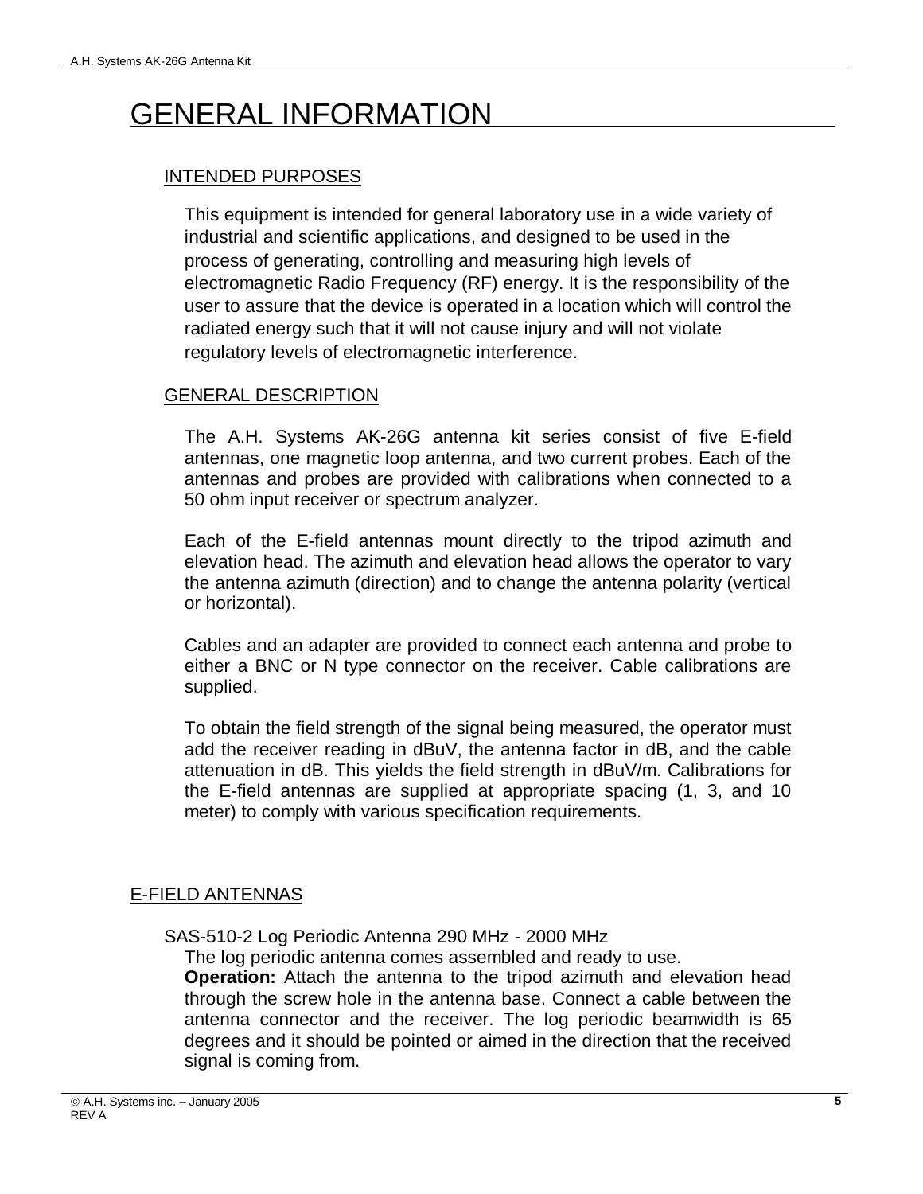# GENERAL INFORMATION

## INTENDED PURPOSES

This equipment is intended for general laboratory use in a wide variety of industrial and scientific applications, and designed to be used in the process of generating, controlling and measuring high levels of electromagnetic Radio Frequency (RF) energy. It is the responsibility of the user to assure that the device is operated in a location which will control the radiated energy such that it will not cause injury and will not violate regulatory levels of electromagnetic interference.

## GENERAL DESCRIPTION

The A.H. Systems AK-26G antenna kit series consist of five E-field antennas, one magnetic loop antenna, and two current probes. Each of the antennas and probes are provided with calibrations when connected to a 50 ohm input receiver or spectrum analyzer.

Each of the E-field antennas mount directly to the tripod azimuth and elevation head. The azimuth and elevation head allows the operator to vary the antenna azimuth (direction) and to change the antenna polarity (vertical or horizontal).

Cables and an adapter are provided to connect each antenna and probe to either a BNC or N type connector on the receiver. Cable calibrations are supplied.

To obtain the field strength of the signal being measured, the operator must add the receiver reading in dBuV, the antenna factor in dB, and the cable attenuation in dB. This yields the field strength in dBuV/m. Calibrations for the E-field antennas are supplied at appropriate spacing (1, 3, and 10 meter) to comply with various specification requirements.

## E-FIELD ANTENNAS

SAS-510-2 Log Periodic Antenna 290 MHz - 2000 MHz

The log periodic antenna comes assembled and ready to use.

**Operation:** Attach the antenna to the tripod azimuth and elevation head through the screw hole in the antenna base. Connect a cable between the antenna connector and the receiver. The log periodic beamwidth is 65 degrees and it should be pointed or aimed in the direction that the received signal is coming from.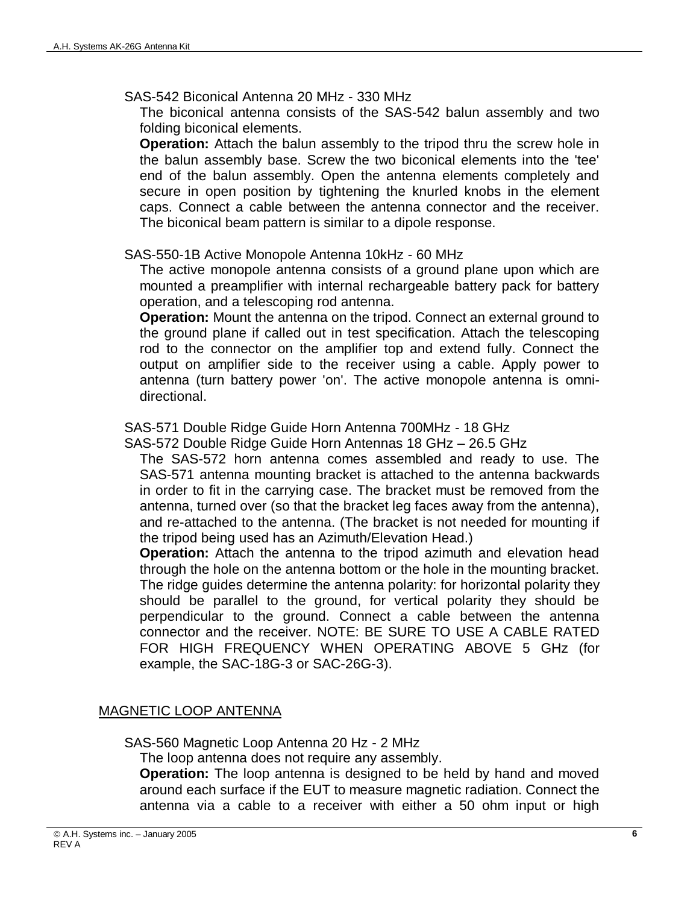SAS-542 Biconical Antenna 20 MHz - 330 MHz

The biconical antenna consists of the SAS-542 balun assembly and two folding biconical elements.

**Operation:** Attach the balun assembly to the tripod thru the screw hole in the balun assembly base. Screw the two biconical elements into the 'tee' end of the balun assembly. Open the antenna elements completely and secure in open position by tightening the knurled knobs in the element caps. Connect a cable between the antenna connector and the receiver. The biconical beam pattern is similar to a dipole response.

SAS-550-1B Active Monopole Antenna 10kHz - 60 MHz

The active monopole antenna consists of a ground plane upon which are mounted a preamplifier with internal rechargeable battery pack for battery operation, and a telescoping rod antenna.

**Operation:** Mount the antenna on the tripod. Connect an external ground to the ground plane if called out in test specification. Attach the telescoping rod to the connector on the amplifier top and extend fully. Connect the output on amplifier side to the receiver using a cable. Apply power to antenna (turn battery power 'on'. The active monopole antenna is omni-directional.

SAS-571 Double Ridge Guide Horn Antenna 700MHz - 18 GHz

SAS-572 Double Ridge Guide Horn Antennas 18 GHz – 26.5 GHz

The SAS-572 horn antenna comes assembled and ready to use. The SAS-571 antenna mounting bracket is attached to the antenna backwards in order to fit in the carrying case. The bracket must be removed from the antenna, turned over (so that the bracket leg faces away from the antenna), and re-attached to the antenna. (The bracket is not needed for mounting if the tripod being used has an Azimuth/Elevation Head.)

**Operation:** Attach the antenna to the tripod azimuth and elevation head through the hole on the antenna bottom or the hole in the mounting bracket. The ridge guides determine the antenna polarity: for horizontal polarity they should be parallel to the ground, for vertical polarity they should be perpendicular to the ground. Connect a cable between the antenna connector and the receiver. NOTE: BE SURE TO USE A CABLE RATED FOR HIGH FREQUENCY WHEN OPERATING ABOVE 5 GHz (for example, the SAC-18G-3 or SAC-26G-3).

## MAGNETIC LOOP ANTENNA

SAS-560 Magnetic Loop Antenna 20 Hz - 2 MHz

The loop antenna does not require any assembly.

**Operation:** The loop antenna is designed to be held by hand and moved around each surface if the EUT to measure magnetic radiation. Connect the antenna via a cable to a receiver with either a 50 ohm input or high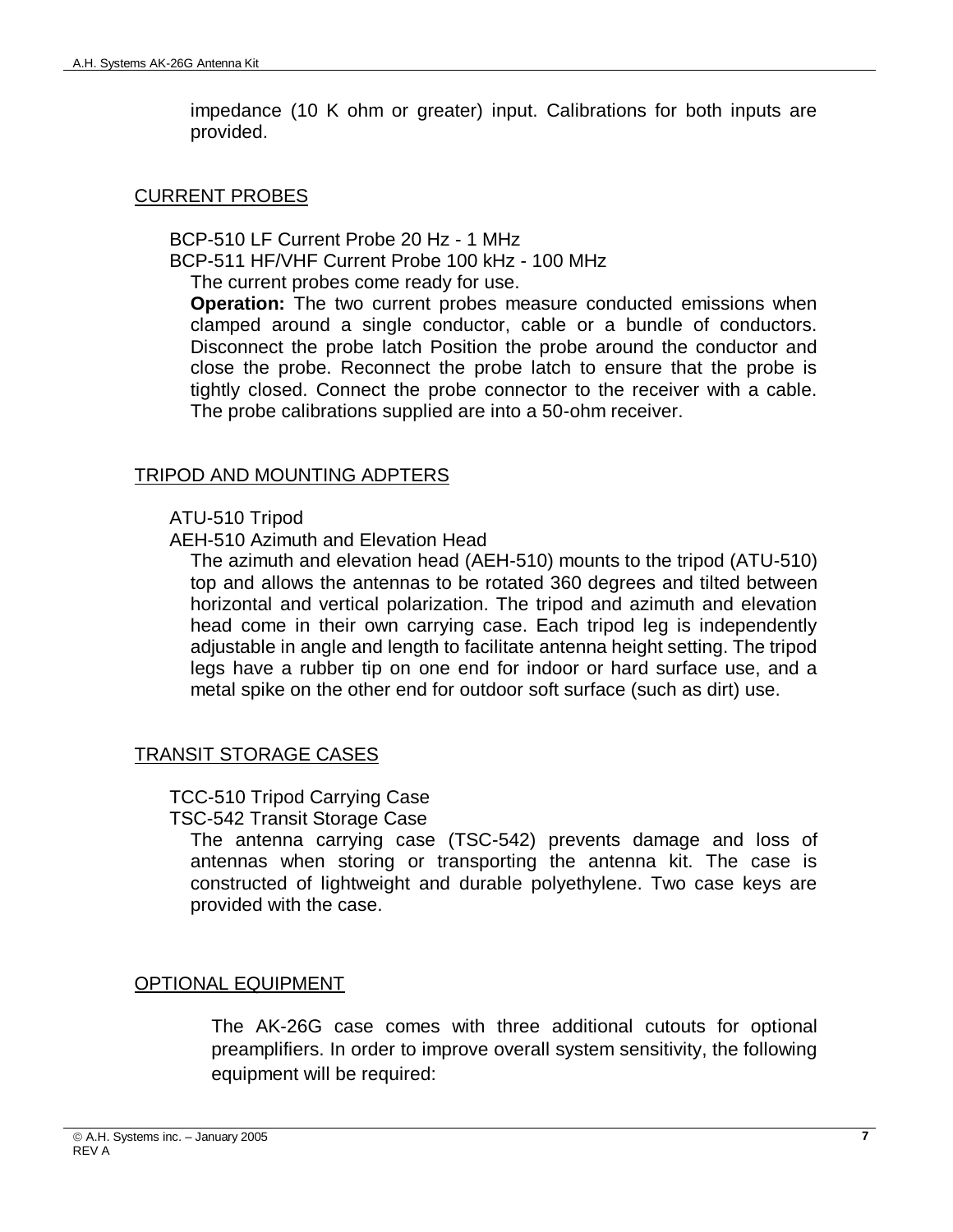impedance (10 K ohm or greater) input. Calibrations for both inputs are provided.

## CURRENT PROBES

BCP-510 LF Current Probe 20 Hz - 1 MHz

BCP-511 HF/VHF Current Probe 100 kHz - 100 MHz

The current probes come ready for use.

**Operation:** The two current probes measure conducted emissions when clamped around a single conductor, cable or a bundle of conductors. Disconnect the probe latch Position the probe around the conductor and close the probe. Reconnect the probe latch to ensure that the probe is tightly closed. Connect the probe connector to the receiver with a cable. The probe calibrations supplied are into a 50-ohm receiver.

## TRIPOD AND MOUNTING ADPTERS

ATU-510 Tripod

AEH-510 Azimuth and Elevation Head

The azimuth and elevation head (AEH-510) mounts to the tripod (ATU-510) top and allows the antennas to be rotated 360 degrees and tilted between horizontal and vertical polarization. The tripod and azimuth and elevation head come in their own carrying case. Each tripod leg is independently adjustable in angle and length to facilitate antenna height setting. The tripod legs have a rubber tip on one end for indoor or hard surface use, and a metal spike on the other end for outdoor soft surface (such as dirt) use.

## TRANSIT STORAGE CASES

TCC-510 Tripod Carrying Case

TSC-542 Transit Storage Case

The antenna carrying case (TSC-542) prevents damage and loss of antennas when storing or transporting the antenna kit. The case is constructed of lightweight and durable polyethylene. Two case keys are provided with the case.

## OPTIONAL EQUIPMENT

The AK-26G case comes with three additional cutouts for optional preamplifiers. In order to improve overall system sensitivity, the following equipment will be required: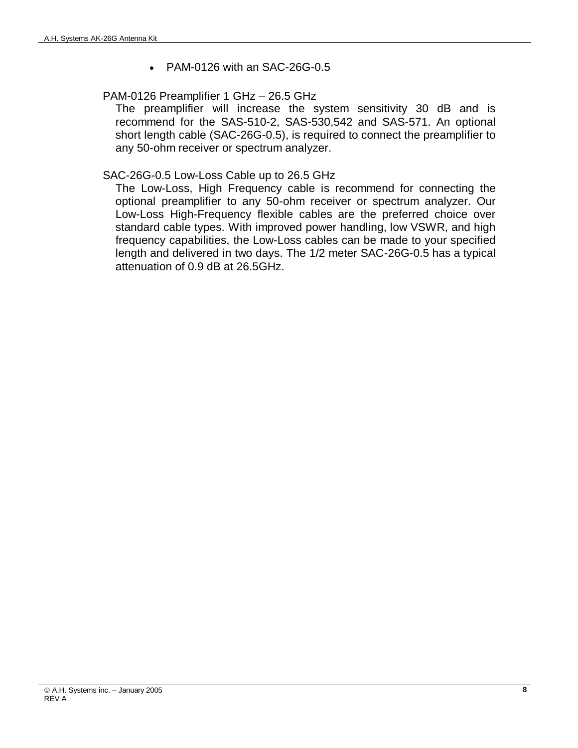- PAM-0126 with an SAC-26G-0.5

### PAM-0126 Preamplifier 1 GHz – 26.5 GHz

The preamplifier will increase the system sensitivity 30 dB and is recommend for the SAS-510-2, SAS-530,542 and SAS-571. An optional short length cable (SAC-26G-0.5), is required to connect the preamplifier to any 50-ohm receiver or spectrum analyzer.

### SAC-26G-0.5 Low-Loss Cable up to 26.5 GHz

The Low-Loss, High Frequency cable is recommend for connecting the optional preamplifier to any 50-ohm receiver or spectrum analyzer. Our Low-Loss High-Frequency flexible cables are the preferred choice over standard cable types. With improved power handling, low VSWR, and high frequency capabilities, the Low-Loss cables can be made to your specified length and delivered in two days. The 1/2 meter SAC-26G-0.5 has a typical attenuation of 0.9 dB at 26.5GHz.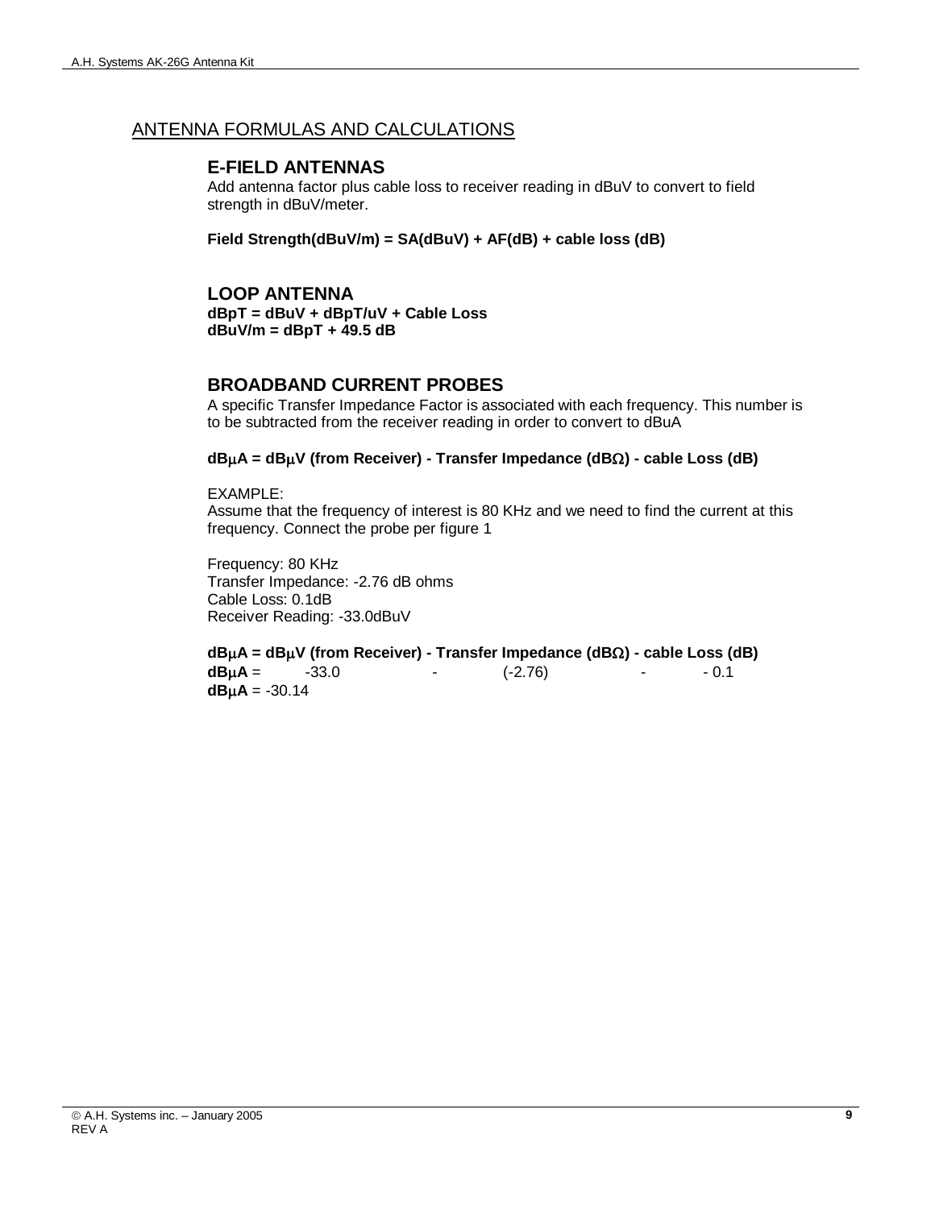## ANTENNA FORMULAS AND CALCULATIONS

### E-FIELD ANTENNAS

Add antenna factor plus cable loss to receiver reading in dBuV to convert to field strength in dBuV/meter.

**Field Strength(dBuV/m) = SA(dBuV) + AF(dB) + cable loss (dB)**

### LOOP ANTENNA

**dBpT = dBuV + dBpT/uV + Cable Loss**
**dBuV/m = dBpT + 49.5 dB**

### BROADBAND CURRENT PROBES

A specific Transfer Impedance Factor is associated with each frequency. This number is to be subtracted from the receiver reading in order to convert to dBuA

**dBμA = dBμV (from Receiver) - Transfer Impedance (dBΩ) - cable Loss (dB)**

EXAMPLE:
Assume that the frequency of interest is 80 KHz and we need to find the current at this frequency. Connect the probe per figure 1

Frequency: 80 KHz
Transfer Impedance: -2.76 dB ohms
Cable Loss: 0.1dB
Receiver Reading: -33.0dBuV

**dBμA = dBμV (from Receiver) - Transfer Impedance (dBΩ) - cable Loss (dB)**
**dBμA** = -33.0 - (-2.76) - - 0.1
**dBμA** = -30.14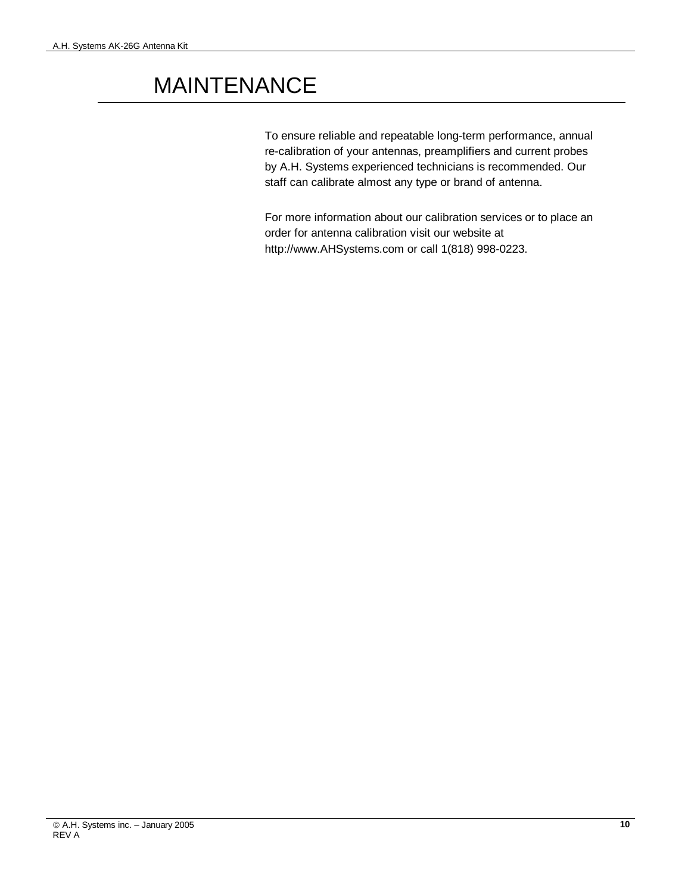# MAINTENANCE

To ensure reliable and repeatable long-term performance, annual re-calibration of your antennas, preamplifiers and current probes by A.H. Systems experienced technicians is recommended. Our staff can calibrate almost any type or brand of antenna.

For more information about our calibration services or to place an order for antenna calibration visit our website at http://www.AHSystems.com or call 1(818) 998-0223.